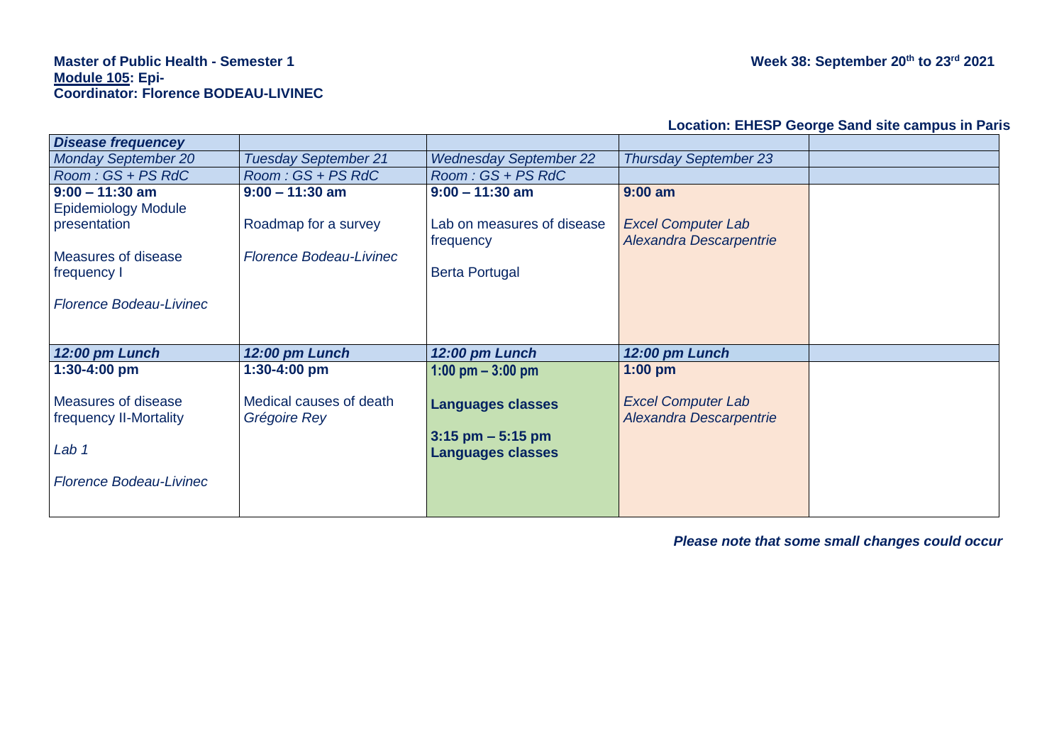**Master of Public Health - Semester 1**
**Module 105: Epi-**
**Coordinator: Florence BODEAU-LIVINEC**

**Week 38: September 20th to 23rd 2021**

**Location: EHESP George Sand site campus in Paris**

| ***Disease frequencey*** | | | | |
|---|---|---|---|---|
| *Monday September 20* | *Tuesday September 21* | *Wednesday September 22* | *Thursday September 23* | |
| *Room : GS + PS RdC* | *Room : GS + PS RdC* | *Room : GS + PS RdC* | | |
| **9:00 – 11:30 am**<br>Epidemiology Module presentation<br><br>Measures of disease frequency I<br><br>*Florence Bodeau-Livinec* | **9:00 – 11:30 am**<br><br>Roadmap for a survey<br><br>*Florence Bodeau-Livinec* | **9:00 – 11:30 am**<br><br>Lab on measures of disease frequency<br><br>Berta Portugal | **9:00 am**<br><br>*Excel Computer Lab*<br>*Alexandra Descarpentrie* | |
| ***12:00 pm Lunch*** | ***12:00 pm Lunch*** | ***12:00 pm Lunch*** | ***12:00 pm Lunch*** | |
| **1:30-4:00 pm**<br><br>Measures of disease frequency II-Mortality<br><br>*Lab 1*<br><br>*Florence Bodeau-Livinec* | **1:30-4:00 pm**<br><br>Medical causes of death<br>*Grégoire Rey* | **1:00 pm – 3:00 pm**<br><br>**Languages classes**<br><br>**3:15 pm – 5:15 pm**<br>**Languages classes** | **1:00 pm**<br><br>*Excel Computer Lab*<br>*Alexandra Descarpentrie* | |

***Please note that some small changes could occur***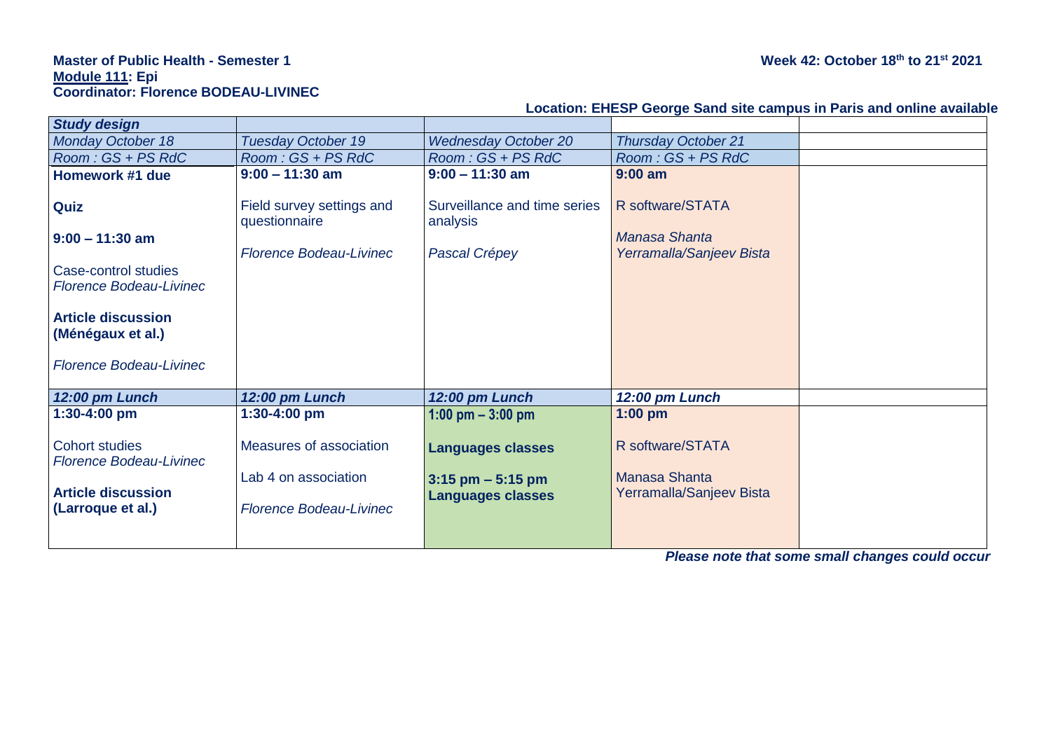**Master of Public Health - Semester 1**
**Module 111: Epi**
**Coordinator: Florence BODEAU-LIVINEC**

**Week 42: October 18th to 21st 2021**

**Location: EHESP George Sand site campus in Paris and online available**

| *Study design* | | | | |
|---|---|---|---|---|
| *Monday October 18* | *Tuesday October 19* | *Wednesday October 20* | *Thursday October 21* | |
| *Room : GS + PS RdC* | *Room : GS + PS RdC* | *Room : GS + PS RdC* | *Room : GS + PS RdC* | |
| **Homework #1 due**<br><br>**Quiz**<br><br>**9:00 – 11:30 am**<br><br>Case-control studies<br>*Florence Bodeau-Livinec*<br><br>**Article discussion (Ménégaux et al.)**<br><br>*Florence Bodeau-Livinec* | **9:00 – 11:30 am**<br><br>Field survey settings and questionnaire<br><br>*Florence Bodeau-Livinec* | **9:00 – 11:30 am**<br><br>Surveillance and time series analysis<br><br>*Pascal Crépey* | **9:00 am**<br><br>R software/STATA<br><br>*Manasa Shanta Yerramalla/Sanjeev Bista* | |
| ***12:00 pm Lunch*** | ***12:00 pm Lunch*** | ***12:00 pm Lunch*** | ***12:00 pm Lunch*** | |
| **1:30-4:00 pm**<br><br>Cohort studies<br>*Florence Bodeau-Livinec*<br><br>**Article discussion (Larroque et al.)** | **1:30-4:00 pm**<br><br>Measures of association<br><br>Lab 4 on association<br><br>*Florence Bodeau-Livinec* | **1:00 pm – 3:00 pm**<br><br>**Languages classes**<br><br>**3:15 pm – 5:15 pm**<br>**Languages classes** | **1:00 pm**<br><br>R software/STATA<br><br>Manasa Shanta Yerramalla/Sanjeev Bista | |

***Please note that some small changes could occur***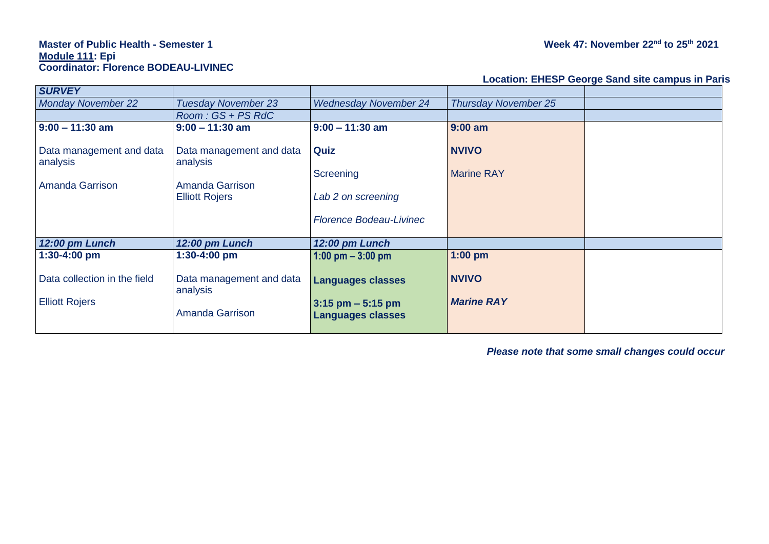**Master of Public Health - Semester 1**
**Module 111: Epi**
**Coordinator: Florence BODEAU-LIVINEC**

**Week 47: November 22nd to 25th 2021**

**Location: EHESP George Sand site campus in Paris**

| ***SURVEY*** | | | | |
|---|---|---|---|---|
| *Monday November 22* | *Tuesday November 23* | *Wednesday November 24* | *Thursday November 25* | |
| | *Room : GS + PS RdC* | | | |
| **9:00 – 11:30 am**<br><br>Data management and data analysis<br><br>Amanda Garrison | **9:00 – 11:30 am**<br><br>Data management and data analysis<br><br>Amanda Garrison<br>Elliott Rojers | **9:00 – 11:30 am**<br><br>**Quiz**<br><br>Screening<br><br>*Lab 2 on screening*<br><br>*Florence Bodeau-Livinec* | **9:00 am**<br><br>**NVIVO**<br><br>Marine RAY | |
| ***12:00 pm Lunch*** | ***12:00 pm Lunch*** | ***12:00 pm Lunch*** | | |
| **1:30-4:00 pm**<br><br>Data collection in the field<br><br>Elliott Rojers | **1:30-4:00 pm**<br><br>Data management and data analysis<br><br>Amanda Garrison | **1:00 pm – 3:00 pm**<br><br>**Languages classes**<br><br>**3:15 pm – 5:15 pm**<br>**Languages classes** | **1:00 pm**<br><br>**NVIVO**<br><br>***Marine RAY*** | |

***Please note that some small changes could occur***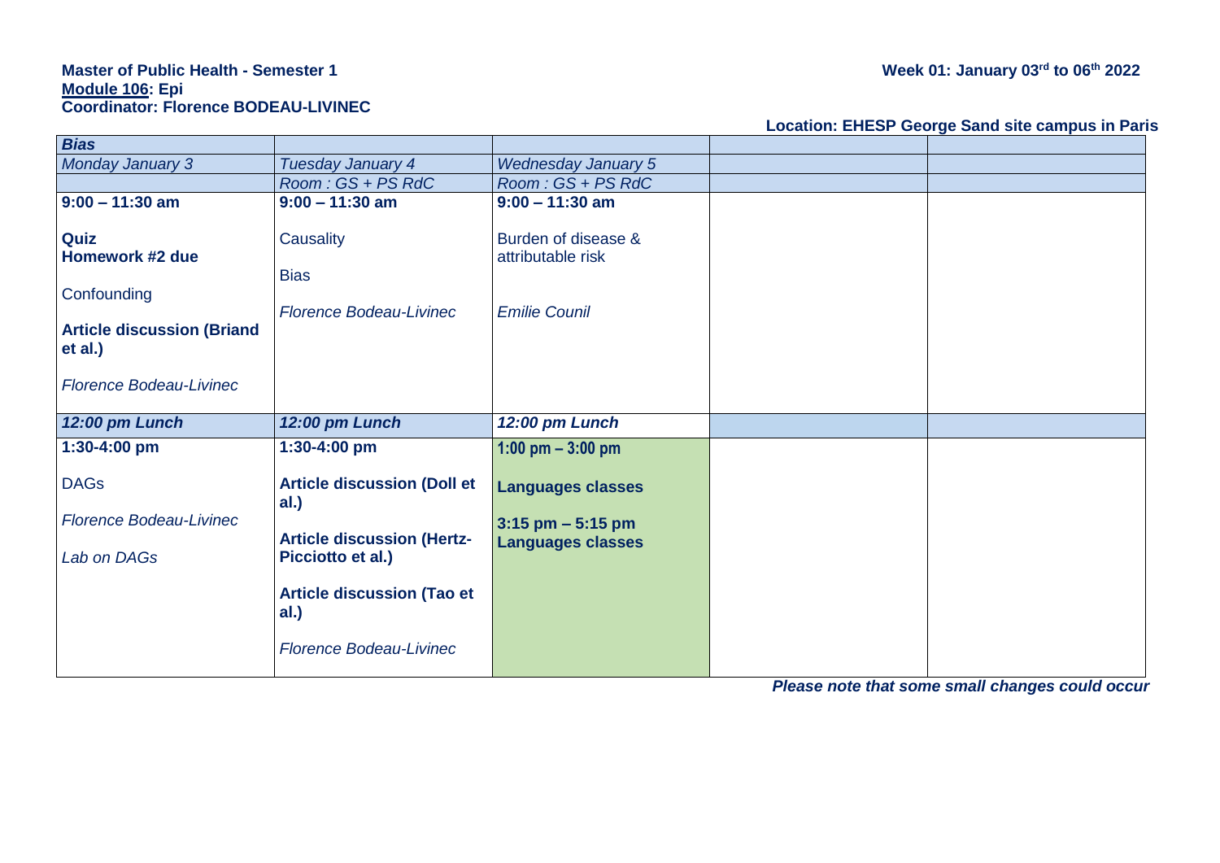**Master of Public Health - Semester 1**
**Module 106: Epi**
**Coordinator: Florence BODEAU-LIVINEC**

**Week 01: January 03rd to 06th 2022**

**Location: EHESP George Sand site campus in Paris**

| ***Bias*** | | | | |
|---|---|---|---|---|
| *Monday January 3* | *Tuesday January 4* | *Wednesday January 5* | | |
| | *Room : GS + PS RdC* | *Room : GS + PS RdC* | | |
| **9:00 – 11:30 am**<br><br>**Quiz**<br>**Homework #2 due**<br><br>Confounding<br><br>**Article discussion (Briand et al.)**<br><br>*Florence Bodeau-Livinec* | **9:00 – 11:30 am**<br><br>Causality<br><br>Bias<br><br>*Florence Bodeau-Livinec* | **9:00 – 11:30 am**<br><br>Burden of disease & attributable risk<br><br>*Emilie Counil* | | |
| ***12:00 pm Lunch*** | ***12:00 pm Lunch*** | ***12:00 pm Lunch*** | | |
| **1:30-4:00 pm**<br><br>DAGs<br><br>*Florence Bodeau-Livinec*<br><br>*Lab on DAGs* | **1:30-4:00 pm**<br><br>**Article discussion (Doll et al.)**<br><br>**Article discussion (Hertz-Picciotto et al.)**<br><br>**Article discussion (Tao et al.)**<br><br>*Florence Bodeau-Livinec* | **1:00 pm – 3:00 pm**<br><br>**Languages classes**<br><br>**3:15 pm – 5:15 pm**<br>**Languages classes** | | |

***Please note that some small changes could occur***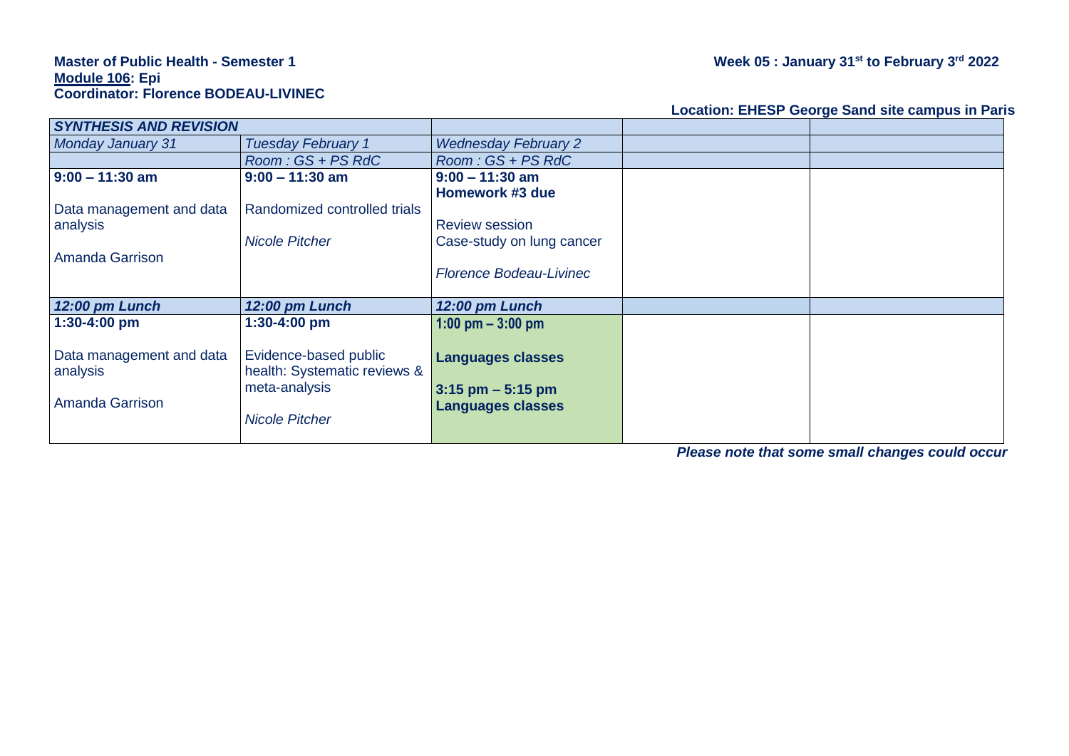**Master of Public Health - Semester 1**
**Module 106: Epi**
**Coordinator: Florence BODEAU-LIVINEC**

**Week 05 : January 31st to February 3rd 2022**

**Location: EHESP George Sand site campus in Paris**

| ***SYNTHESIS AND REVISION*** | | | | |
|---|---|---|---|---|
| *Monday January 31* | *Tuesday February 1* | *Wednesday February 2* | | |
| | *Room : GS + PS RdC* | *Room : GS + PS RdC* | | |
| **9:00 – 11:30 am**<br><br>Data management and data analysis<br><br>Amanda Garrison | **9:00 – 11:30 am**<br><br>Randomized controlled trials<br><br>*Nicole Pitcher* | **9:00 – 11:30 am**<br>**Homework #3 due**<br><br>Review session<br>Case-study on lung cancer<br><br>*Florence Bodeau-Livinec* | | |
| ***12:00 pm Lunch*** | ***12:00 pm Lunch*** | ***12:00 pm Lunch*** | | |
| **1:30-4:00 pm**<br><br>Data management and data analysis<br><br>Amanda Garrison | **1:30-4:00 pm**<br><br>Evidence-based public health: Systematic reviews & meta-analysis<br><br>*Nicole Pitcher* | **1:00 pm – 3:00 pm**<br><br>**Languages classes**<br><br>**3:15 pm – 5:15 pm**<br>**Languages classes** | | |

***Please note that some small changes could occur***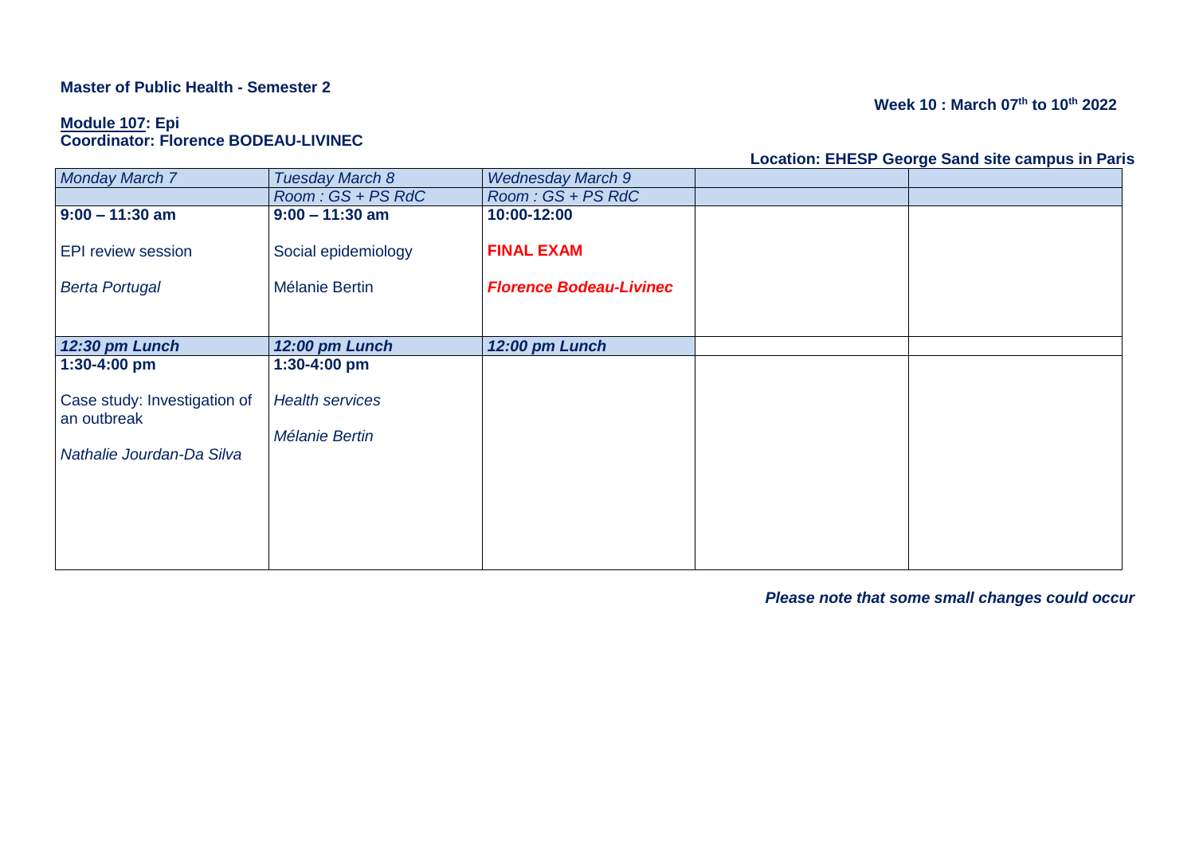**Master of Public Health - Semester 2**

**Week 10 : March 07th to 10th 2022**

**Module 107: Epi**
**Coordinator: Florence BODEAU-LIVINEC**

**Location: EHESP George Sand site campus in Paris**

| *Monday March 7* | *Tuesday March 8* | *Wednesday March 9* | | |
|---|---|---|---|---|
| | *Room : GS + PS RdC* | *Room : GS + PS RdC* | | |
| **9:00 – 11:30 am**<br><br>EPI review session<br><br>*Berta Portugal* | **9:00 – 11:30 am**<br><br>Social epidemiology<br><br>Mélanie Bertin | **10:00-12:00**<br><br>**FINAL EXAM**<br><br>***Florence Bodeau-Livinec*** | | |
| ***12:30 pm Lunch*** | ***12:00 pm Lunch*** | ***12:00 pm Lunch*** | | |
| **1:30-4:00 pm**<br><br>Case study: Investigation of an outbreak<br><br>*Nathalie Jourdan-Da Silva* | **1:30-4:00 pm**<br><br>*Health services*<br><br>*Mélanie Bertin* | | | |

***Please note that some small changes could occur***